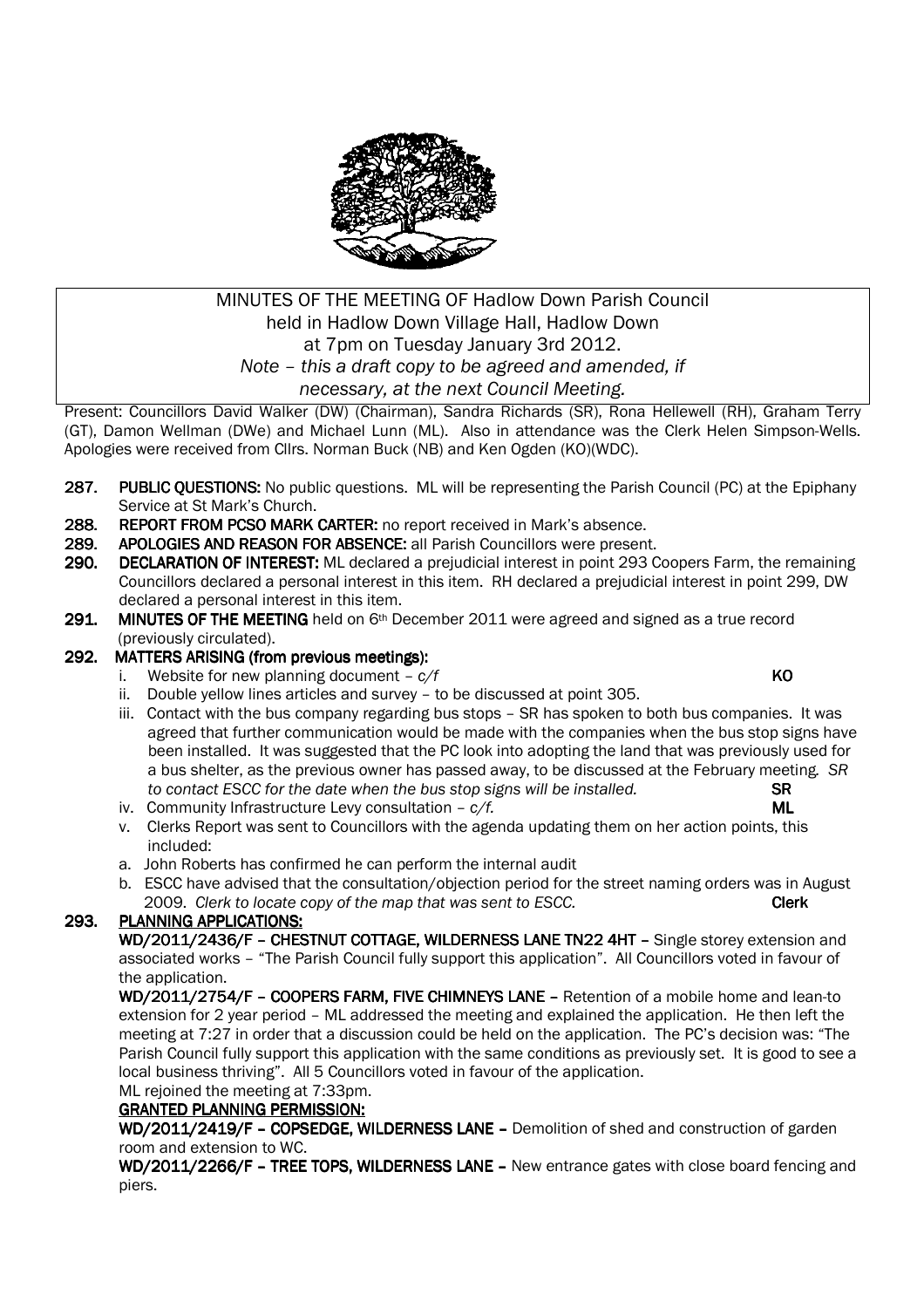MINUTES OF THE MEETING OF Hadlow Down Parish Council
held in Hadlow Down Village Hall, Hadlow Down
at 7pm on Tuesday January 3rd 2012.
*Note – this a draft copy to be agreed and amended, if necessary, at the next Council Meeting.*

Present: Councillors David Walker (DW) (Chairman), Sandra Richards (SR), Rona Hellewell (RH), Graham Terry (GT), Damon Wellman (DWe) and Michael Lunn (ML). Also in attendance was the Clerk Helen Simpson-Wells. Apologies were received from Cllrs. Norman Buck (NB) and Ken Ogden (KO)(WDC).

**287. PUBLIC QUESTIONS:** No public questions. ML will be representing the Parish Council (PC) at the Epiphany Service at St Mark's Church.

**288. REPORT FROM PCSO MARK CARTER:** no report received in Mark's absence.

**289. APOLOGIES AND REASON FOR ABSENCE:** all Parish Councillors were present.

**290. DECLARATION OF INTEREST:** ML declared a prejudicial interest in point 293 Coopers Farm, the remaining Councillors declared a personal interest in this item. RH declared a prejudicial interest in point 299, DW declared a personal interest in this item.

**291. MINUTES OF THE MEETING** held on 6th December 2011 were agreed and signed as a true record (previously circulated).

**292. MATTERS ARISING (from previous meetings):**

i. Website for new planning document – *c/f* **KO**

ii. Double yellow lines articles and survey – to be discussed at point 305.

iii. Contact with the bus company regarding bus stops – SR has spoken to both bus companies. It was agreed that further communication would be made with the companies when the bus stop signs have been installed. It was suggested that the PC look into adopting the land that was previously used for a bus shelter, as the previous owner has passed away, to be discussed at the February meeting. *SR to contact ESCC for the date when the bus stop signs will be installed.* **SR**

iv. Community Infrastructure Levy consultation – *c/f.* **ML**

v. Clerks Report was sent to Councillors with the agenda updating them on her action points, this included:

a. John Roberts has confirmed he can perform the internal audit

b. ESCC have advised that the consultation/objection period for the street naming orders was in August 2009. *Clerk to locate copy of the map that was sent to ESCC.* **Clerk**

**293. PLANNING APPLICATIONS:**

**WD/2011/2436/F – CHESTNUT COTTAGE, WILDERNESS LANE TN22 4HT –** Single storey extension and associated works – "The Parish Council fully support this application". All Councillors voted in favour of the application.

**WD/2011/2754/F – COOPERS FARM, FIVE CHIMNEYS LANE –** Retention of a mobile home and lean-to extension for 2 year period – ML addressed the meeting and explained the application. He then left the meeting at 7:27 in order that a discussion could be held on the application. The PC's decision was: "The Parish Council fully support this application with the same conditions as previously set. It is good to see a local business thriving". All 5 Councillors voted in favour of the application.

ML rejoined the meeting at 7:33pm.

**GRANTED PLANNING PERMISSION:**

**WD/2011/2419/F – COPSEDGE, WILDERNESS LANE –** Demolition of shed and construction of garden room and extension to WC.

**WD/2011/2266/F – TREE TOPS, WILDERNESS LANE –** New entrance gates with close board fencing and piers.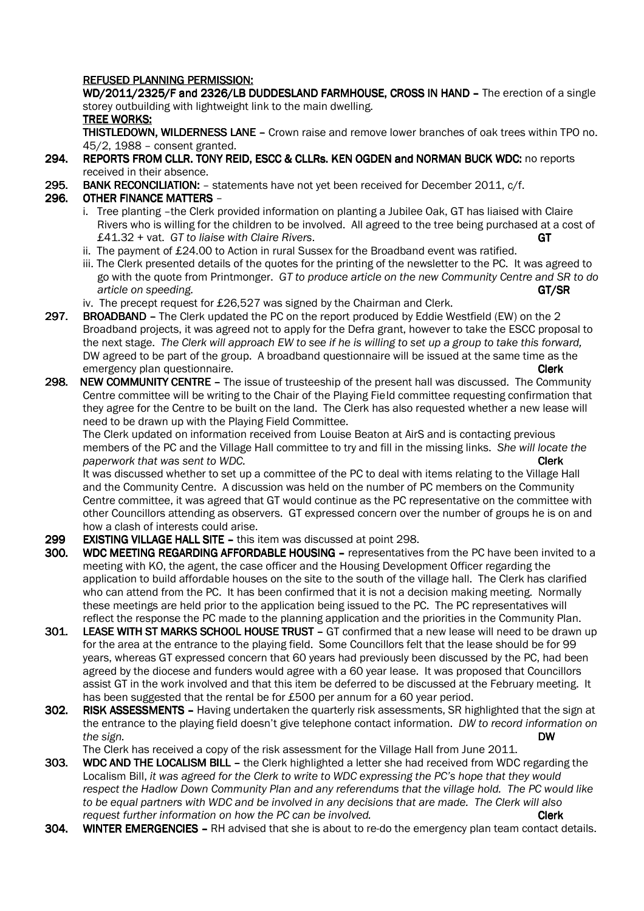**REFUSED PLANNING PERMISSION:**

**WD/2011/2325/F and 2326/LB DUDDESLAND FARMHOUSE, CROSS IN HAND –** The erection of a single storey outbuilding with lightweight link to the main dwelling.

**TREE WORKS:**

**THISTLEDOWN, WILDERNESS LANE –** Crown raise and remove lower branches of oak trees within TPO no. 45/2, 1988 – consent granted.

**294. REPORTS FROM CLLR. TONY REID, ESCC & CLLRs. KEN OGDEN and NORMAN BUCK WDC:** no reports received in their absence.

**295. BANK RECONCILIATION:** – statements have not yet been received for December 2011, c/f.

**296. OTHER FINANCE MATTERS** –

i. Tree planting –the Clerk provided information on planting a Jubilee Oak, GT has liaised with Claire Rivers who is willing for the children to be involved. All agreed to the tree being purchased at a cost of £41.32 + vat. *GT to liaise with Claire Rivers*. **GT**

ii. The payment of £24.00 to Action in rural Sussex for the Broadband event was ratified.

iii. The Clerk presented details of the quotes for the printing of the newsletter to the PC. It was agreed to go with the quote from Printmonger. *GT to produce article on the new Community Centre and SR to do article on speeding.* **GT/SR**

iv. The precept request for £26,527 was signed by the Chairman and Clerk.

**297. BROADBAND –** The Clerk updated the PC on the report produced by Eddie Westfield (EW) on the 2 Broadband projects, it was agreed not to apply for the Defra grant, however to take the ESCC proposal to the next stage. *The Clerk will approach EW to see if he is willing to set up a group to take this forward,* DW agreed to be part of the group. A broadband questionnaire will be issued at the same time as the emergency plan questionnaire. **Clerk**

**298. NEW COMMUNITY CENTRE –** The issue of trusteeship of the present hall was discussed. The Community Centre committee will be writing to the Chair of the Playing Field committee requesting confirmation that they agree for the Centre to be built on the land. The Clerk has also requested whether a new lease will need to be drawn up with the Playing Field Committee.

The Clerk updated on information received from Louise Beaton at AirS and is contacting previous members of the PC and the Village Hall committee to try and fill in the missing links. *She will locate the paperwork that was sent to WDC.* **Clerk**

It was discussed whether to set up a committee of the PC to deal with items relating to the Village Hall and the Community Centre. A discussion was held on the number of PC members on the Community Centre committee, it was agreed that GT would continue as the PC representative on the committee with other Councillors attending as observers. GT expressed concern over the number of groups he is on and how a clash of interests could arise.

**299 EXISTING VILLAGE HALL SITE –** this item was discussed at point 298.

**300. WDC MEETING REGARDING AFFORDABLE HOUSING –** representatives from the PC have been invited to a meeting with KO, the agent, the case officer and the Housing Development Officer regarding the application to build affordable houses on the site to the south of the village hall. The Clerk has clarified who can attend from the PC. It has been confirmed that it is not a decision making meeting. Normally these meetings are held prior to the application being issued to the PC. The PC representatives will reflect the response the PC made to the planning application and the priorities in the Community Plan.

**301. LEASE WITH ST MARKS SCHOOL HOUSE TRUST –** GT confirmed that a new lease will need to be drawn up for the area at the entrance to the playing field. Some Councillors felt that the lease should be for 99 years, whereas GT expressed concern that 60 years had previously been discussed by the PC, had been agreed by the diocese and funders would agree with a 60 year lease. It was proposed that Councillors assist GT in the work involved and that this item be deferred to be discussed at the February meeting. It has been suggested that the rental be for £500 per annum for a 60 year period.

**302. RISK ASSESSMENTS –** Having undertaken the quarterly risk assessments, SR highlighted that the sign at the entrance to the playing field doesn't give telephone contact information. *DW to record information on the sign.* **DW**

The Clerk has received a copy of the risk assessment for the Village Hall from June 2011.

**303. WDC AND THE LOCALISM BILL –** the Clerk highlighted a letter she had received from WDC regarding the Localism Bill, *it was agreed for the Clerk to write to WDC expressing the PC's hope that they would respect the Hadlow Down Community Plan and any referendums that the village hold. The PC would like to be equal partners with WDC and be involved in any decisions that are made. The Clerk will also request further information on how the PC can be involved.* **Clerk**

**304. WINTER EMERGENCIES –** RH advised that she is about to re-do the emergency plan team contact details.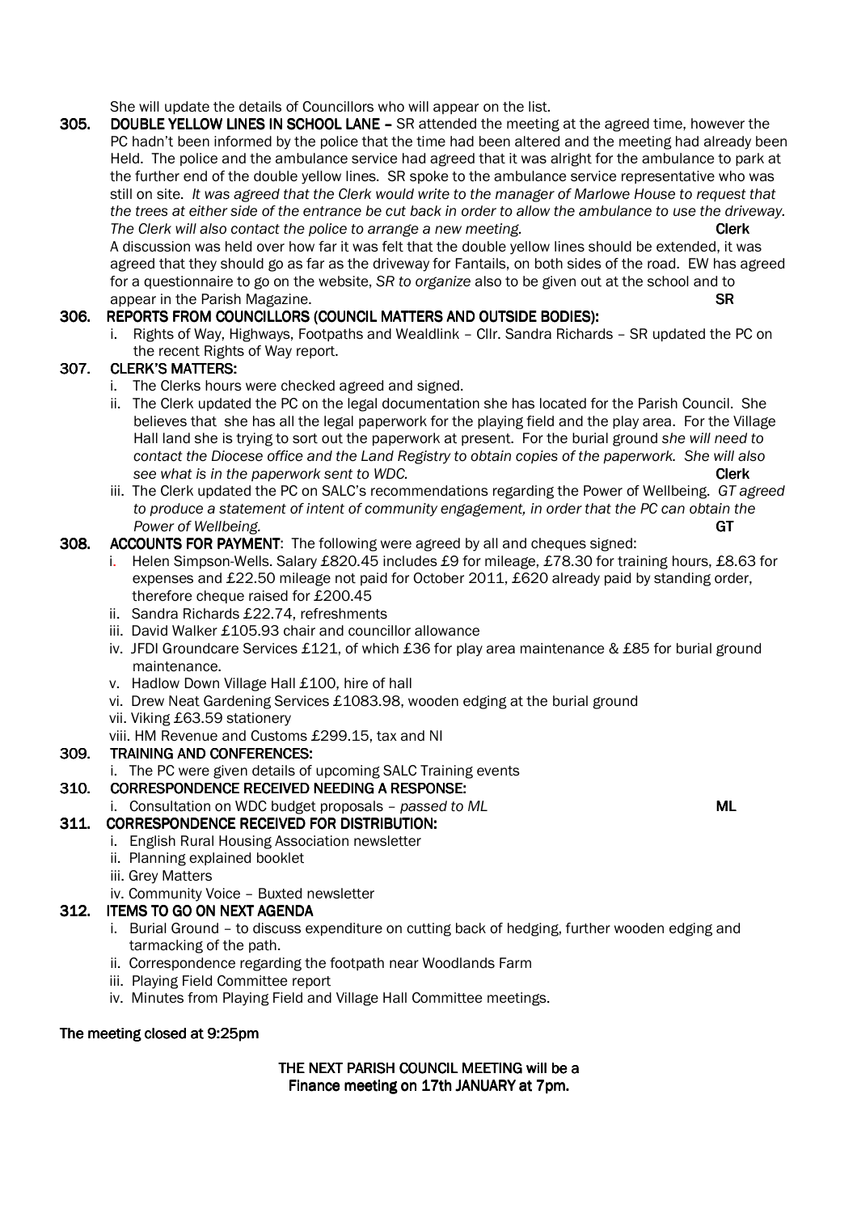She will update the details of Councillors who will appear on the list.

**305. DOUBLE YELLOW LINES IN SCHOOL LANE –** SR attended the meeting at the agreed time, however the PC hadn't been informed by the police that the time had been altered and the meeting had already been Held. The police and the ambulance service had agreed that it was alright for the ambulance to park at the further end of the double yellow lines. SR spoke to the ambulance service representative who was still on site. *It was agreed that the Clerk would write to the manager of Marlowe House to request that the trees at either side of the entrance be cut back in order to allow the ambulance to use the driveway. The Clerk will also contact the police to arrange a new meeting.* **Clerk**

A discussion was held over how far it was felt that the double yellow lines should be extended, it was agreed that they should go as far as the driveway for Fantails, on both sides of the road. EW has agreed for a questionnaire to go on the website, *SR to organize* also to be given out at the school and to appear in the Parish Magazine. **SR**

**306. REPORTS FROM COUNCILLORS (COUNCIL MATTERS AND OUTSIDE BODIES):**

i. Rights of Way, Highways, Footpaths and Wealdlink – Cllr. Sandra Richards – SR updated the PC on the recent Rights of Way report.

**307. CLERK'S MATTERS:**

i. The Clerks hours were checked agreed and signed.
ii. The Clerk updated the PC on the legal documentation she has located for the Parish Council. She believes that she has all the legal paperwork for the playing field and the play area. For the Village Hall land she is trying to sort out the paperwork at present. For the burial ground *she will need to contact the Diocese office and the Land Registry to obtain copies of the paperwork. She will also see what is in the paperwork sent to WDC.* **Clerk**
iii. The Clerk updated the PC on SALC's recommendations regarding the Power of Wellbeing. *GT agreed to produce a statement of intent of community engagement, in order that the PC can obtain the Power of Wellbeing.* **GT**

**308. ACCOUNTS FOR PAYMENT**: The following were agreed by all and cheques signed:

i. Helen Simpson-Wells. Salary £820.45 includes £9 for mileage, £78.30 for training hours, £8.63 for expenses and £22.50 mileage not paid for October 2011, £620 already paid by standing order, therefore cheque raised for £200.45
ii. Sandra Richards £22.74, refreshments
iii. David Walker £105.93 chair and councillor allowance
iv. JFDI Groundcare Services £121, of which £36 for play area maintenance & £85 for burial ground maintenance.
v. Hadlow Down Village Hall £100, hire of hall
vi. Drew Neat Gardening Services £1083.98, wooden edging at the burial ground
vii. Viking £63.59 stationery
viii. HM Revenue and Customs £299.15, tax and NI

**309. TRAINING AND CONFERENCES:**

i. The PC were given details of upcoming SALC Training events

**310. CORRESPONDENCE RECEIVED NEEDING A RESPONSE:**

i. Consultation on WDC budget proposals – *passed to ML* **ML**

**311. CORRESPONDENCE RECEIVED FOR DISTRIBUTION:**

i. English Rural Housing Association newsletter
ii. Planning explained booklet
iii. Grey Matters
iv. Community Voice – Buxted newsletter

**312. ITEMS TO GO ON NEXT AGENDA**

i. Burial Ground – to discuss expenditure on cutting back of hedging, further wooden edging and tarmacking of the path.
ii. Correspondence regarding the footpath near Woodlands Farm
iii. Playing Field Committee report
iv. Minutes from Playing Field and Village Hall Committee meetings.

**The meeting closed at 9:25pm**

**THE NEXT PARISH COUNCIL MEETING will be a Finance meeting on 17th JANUARY at 7pm.**